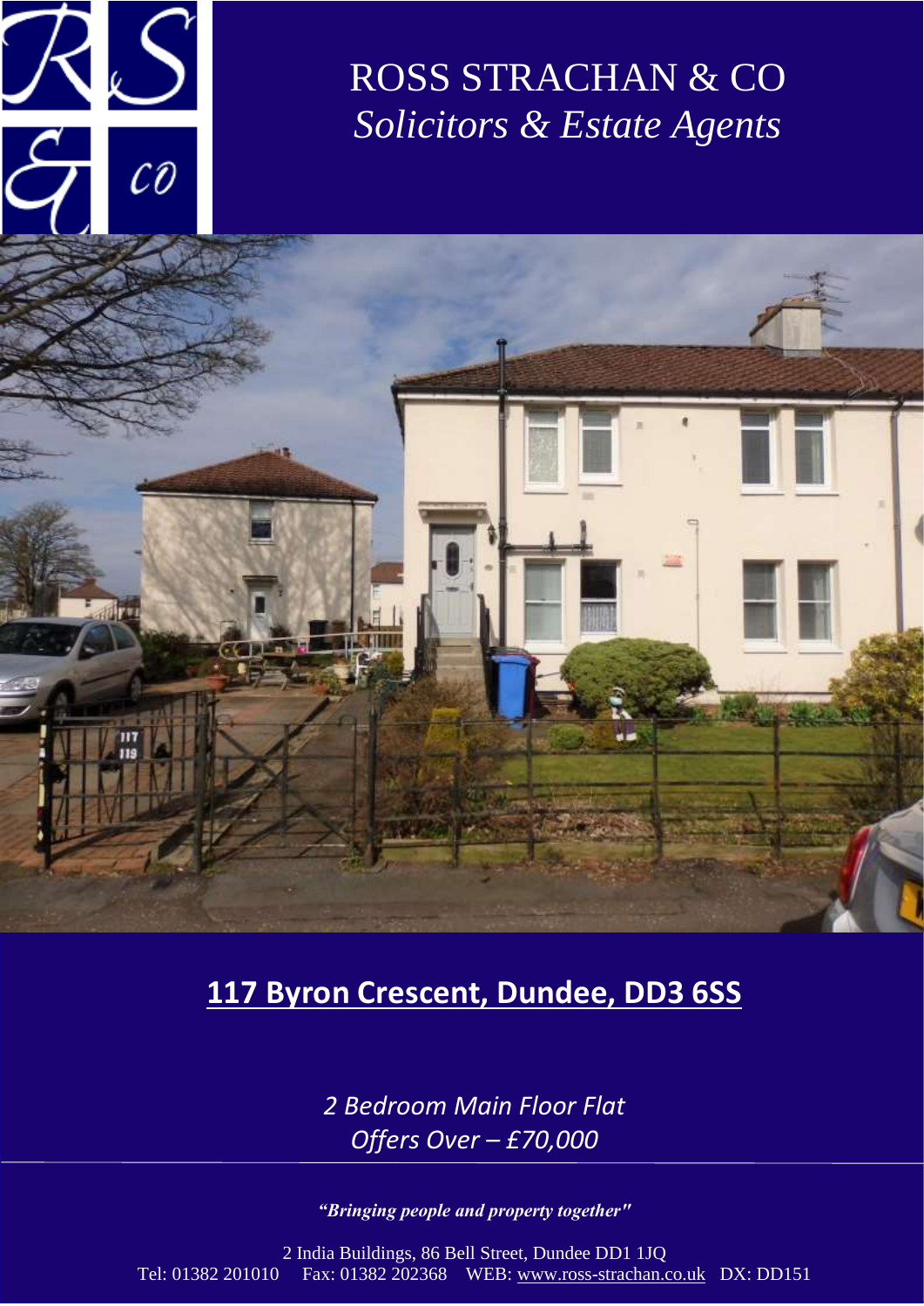# ROSS STRACHAN & CO
*Solicitors & Estate Agents*

## 117 Byron Crescent, Dundee, DD3 6SS

*2 Bedroom Main Floor Flat*
*Offers Over – £70,000*

***"Bringing people and property together"***

2 India Buildings, 86 Bell Street, Dundee DD1 1JQ
Tel: 01382 201010 Fax: 01382 202368 WEB: www.ross-strachan.co.uk DX: DD151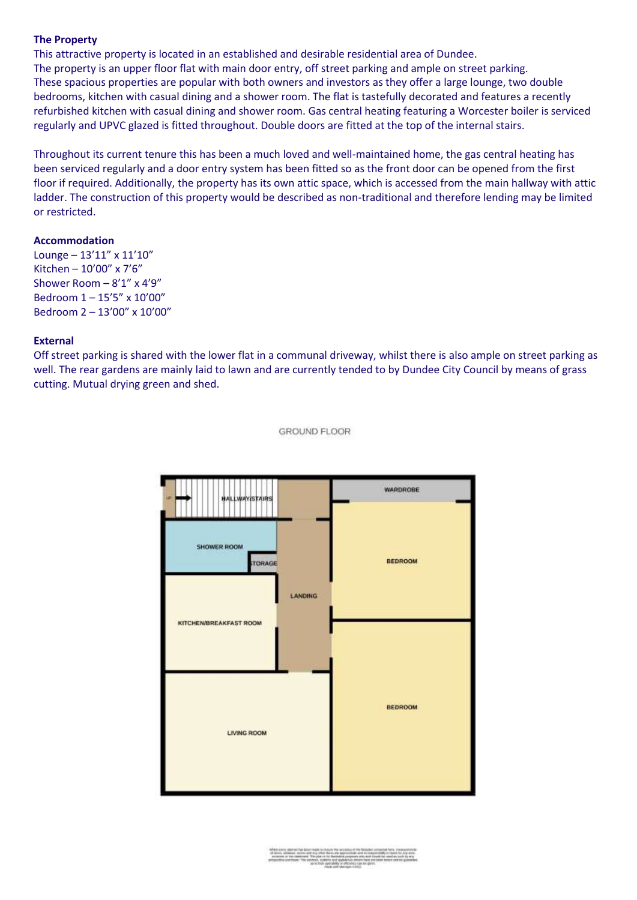**The Property**

This attractive property is located in an established and desirable residential area of Dundee.
The property is an upper floor flat with main door entry, off street parking and ample on street parking.
These spacious properties are popular with both owners and investors as they offer a large lounge, two double bedrooms, kitchen with casual dining and a shower room. The flat is tastefully decorated and features a recently refurbished kitchen with casual dining and shower room. Gas central heating featuring a Worcester boiler is serviced regularly and UPVC glazed is fitted throughout. Double doors are fitted at the top of the internal stairs.

Throughout its current tenure this has been a much loved and well-maintained home, the gas central heating has been serviced regularly and a door entry system has been fitted so as the front door can be opened from the first floor if required. Additionally, the property has its own attic space, which is accessed from the main hallway with attic ladder. The construction of this property would be described as non-traditional and therefore lending may be limited or restricted.

**Accommodation**

Lounge – 13’11” x 11’10”
Kitchen – 10’00” x 7’6”
Shower Room – 8’1” x 4’9”
Bedroom 1 – 15’5” x 10’00”
Bedroom 2 – 13’00” x 10’00”

**External**

Off street parking is shared with the lower flat in a communal driveway, whilst there is also ample on street parking as well. The rear gardens are mainly laid to lawn and are currently tended to by Dundee City Council by means of grass cutting. Mutual drying green and shed.

GROUND FLOOR

UP
HALLWAY/STAIRS
WARDROBE
SHOWER ROOM
STORAGE
BEDROOM
LANDING
KITCHEN/BREAKFAST ROOM
BEDROOM
LIVING ROOM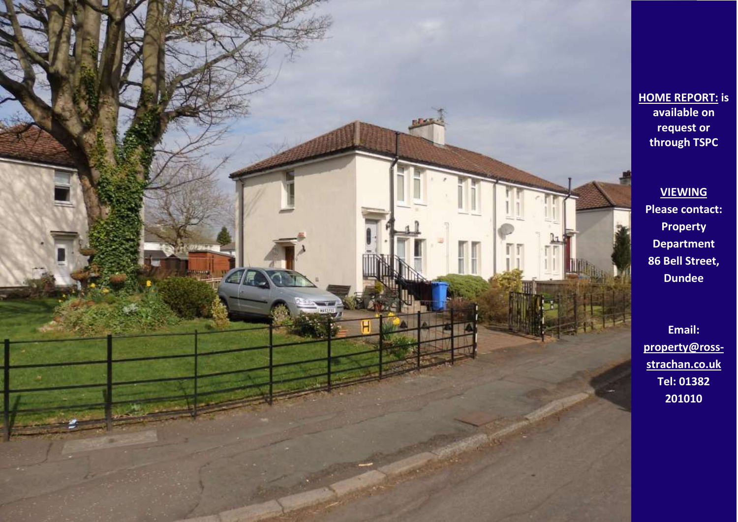**HOME REPORT:** is available on request or through TSPC

**VIEWING**

**Please contact: Property Department 86 Bell Street, Dundee**

**Email:**

**property@ross-strachan.co.uk**

**Tel: 01382 201010**